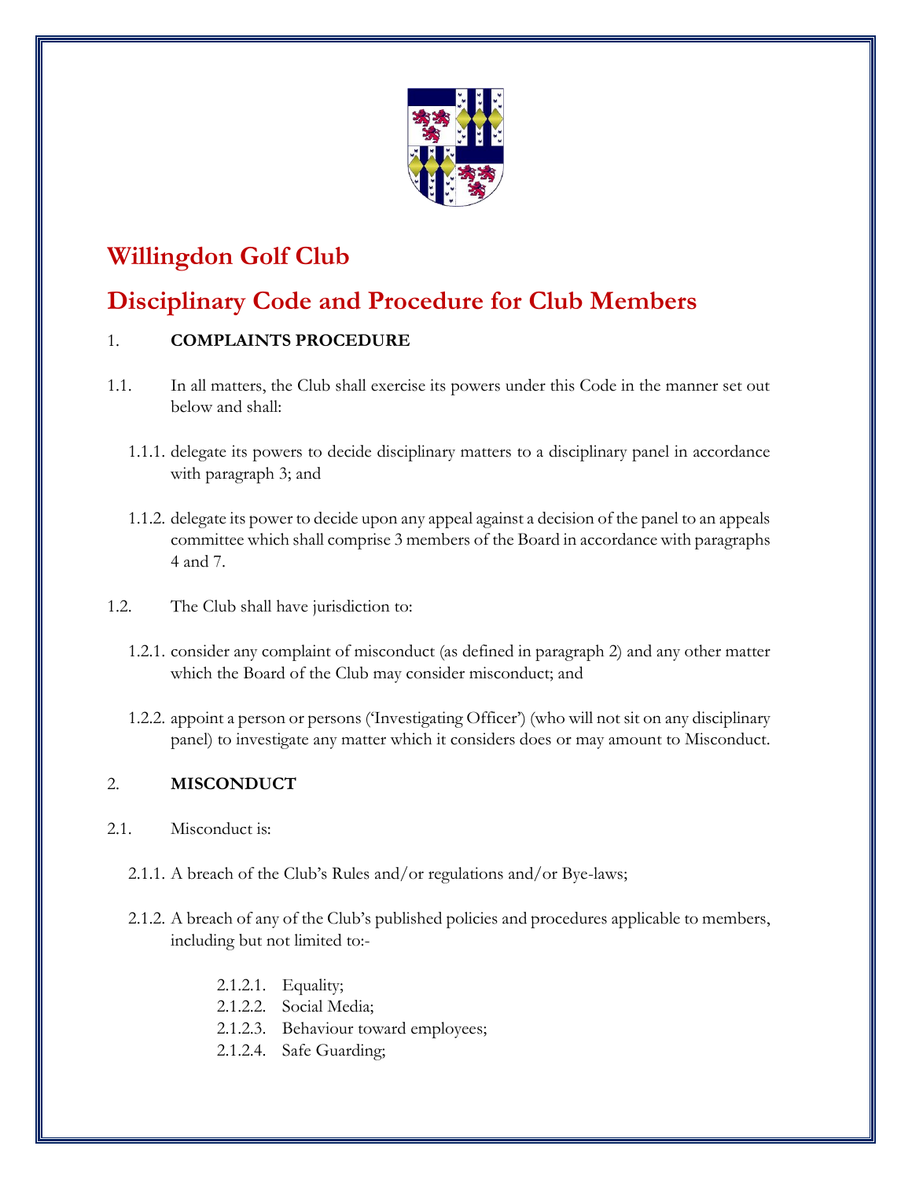# Willingdon Golf Club

# Disciplinary Code and Procedure for Club Members

1. **COMPLAINTS PROCEDURE**

1.1. In all matters, the Club shall exercise its powers under this Code in the manner set out below and shall:

1.1.1. delegate its powers to decide disciplinary matters to a disciplinary panel in accordance with paragraph 3; and

1.1.2. delegate its power to decide upon any appeal against a decision of the panel to an appeals committee which shall comprise 3 members of the Board in accordance with paragraphs 4 and 7.

1.2. The Club shall have jurisdiction to:

1.2.1. consider any complaint of misconduct (as defined in paragraph 2) and any other matter which the Board of the Club may consider misconduct; and

1.2.2. appoint a person or persons ('Investigating Officer') (who will not sit on any disciplinary panel) to investigate any matter which it considers does or may amount to Misconduct.

2. **MISCONDUCT**

2.1. Misconduct is:

2.1.1. A breach of the Club's Rules and/or regulations and/or Bye-laws;

2.1.2. A breach of any of the Club's published policies and procedures applicable to members, including but not limited to:-

- 2.1.2.1. Equality;
- 2.1.2.2. Social Media;
- 2.1.2.3. Behaviour toward employees;
- 2.1.2.4. Safe Guarding;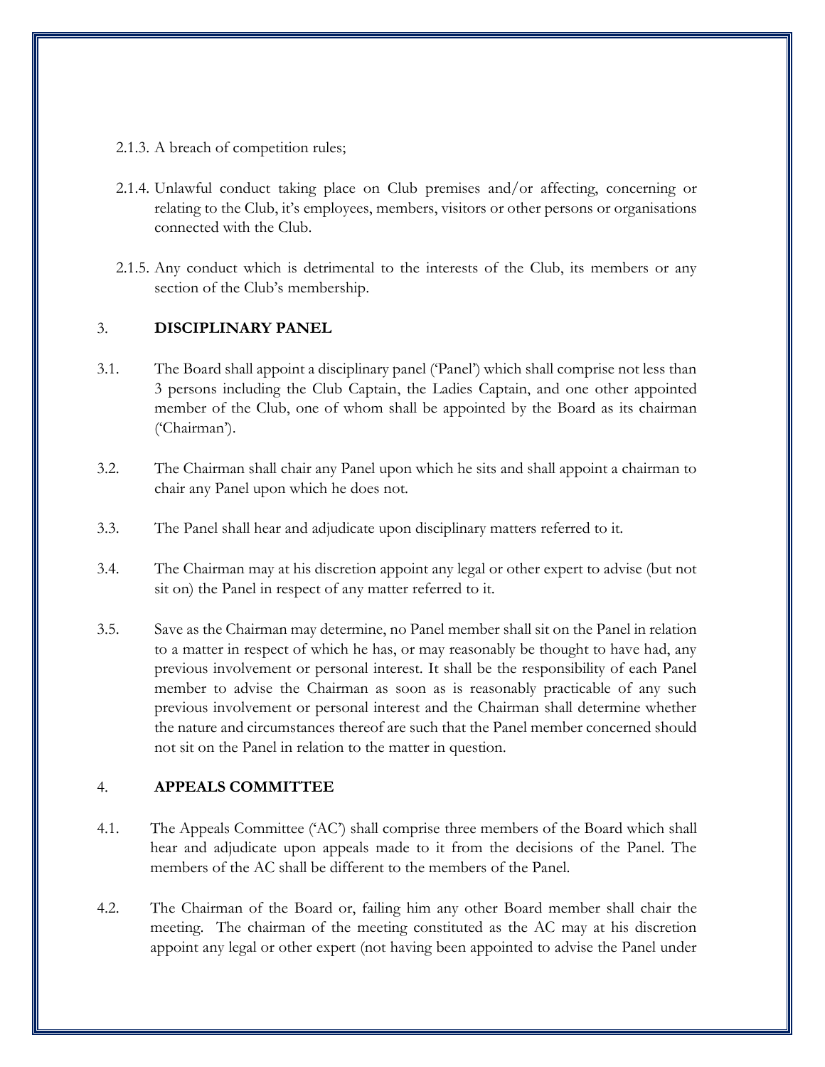2.1.3. A breach of competition rules;

2.1.4. Unlawful conduct taking place on Club premises and/or affecting, concerning or relating to the Club, it's employees, members, visitors or other persons or organisations connected with the Club.

2.1.5. Any conduct which is detrimental to the interests of the Club, its members or any section of the Club's membership.

## 3. DISCIPLINARY PANEL

3.1. The Board shall appoint a disciplinary panel ('Panel') which shall comprise not less than 3 persons including the Club Captain, the Ladies Captain, and one other appointed member of the Club, one of whom shall be appointed by the Board as its chairman ('Chairman').

3.2. The Chairman shall chair any Panel upon which he sits and shall appoint a chairman to chair any Panel upon which he does not.

3.3. The Panel shall hear and adjudicate upon disciplinary matters referred to it.

3.4. The Chairman may at his discretion appoint any legal or other expert to advise (but not sit on) the Panel in respect of any matter referred to it.

3.5. Save as the Chairman may determine, no Panel member shall sit on the Panel in relation to a matter in respect of which he has, or may reasonably be thought to have had, any previous involvement or personal interest. It shall be the responsibility of each Panel member to advise the Chairman as soon as is reasonably practicable of any such previous involvement or personal interest and the Chairman shall determine whether the nature and circumstances thereof are such that the Panel member concerned should not sit on the Panel in relation to the matter in question.

## 4. APPEALS COMMITTEE

4.1. The Appeals Committee ('AC') shall comprise three members of the Board which shall hear and adjudicate upon appeals made to it from the decisions of the Panel. The members of the AC shall be different to the members of the Panel.

4.2. The Chairman of the Board or, failing him any other Board member shall chair the meeting. The chairman of the meeting constituted as the AC may at his discretion appoint any legal or other expert (not having been appointed to advise the Panel under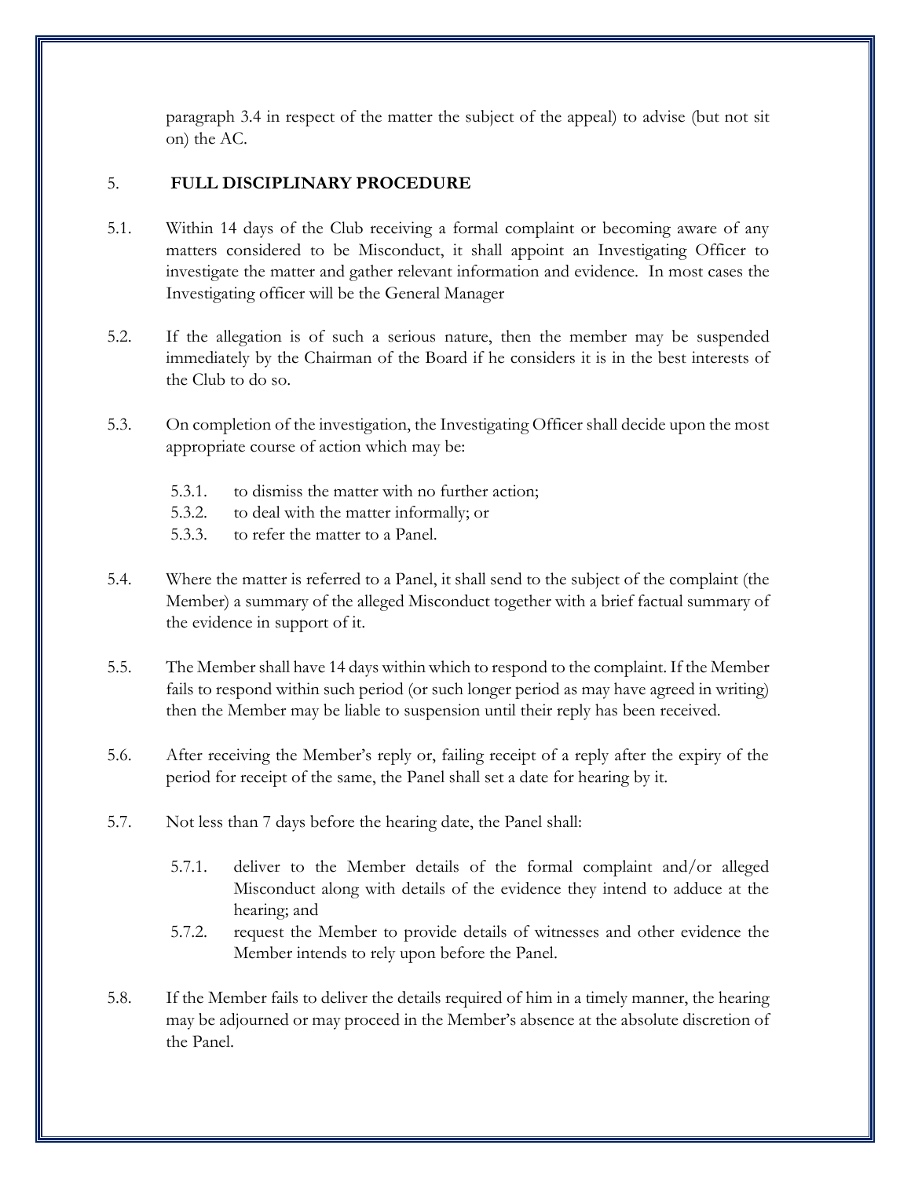paragraph 3.4 in respect of the matter the subject of the appeal) to advise (but not sit on) the AC.

## 5. FULL DISCIPLINARY PROCEDURE

5.1. Within 14 days of the Club receiving a formal complaint or becoming aware of any matters considered to be Misconduct, it shall appoint an Investigating Officer to investigate the matter and gather relevant information and evidence. In most cases the Investigating officer will be the General Manager

5.2. If the allegation is of such a serious nature, then the member may be suspended immediately by the Chairman of the Board if he considers it is in the best interests of the Club to do so.

5.3. On completion of the investigation, the Investigating Officer shall decide upon the most appropriate course of action which may be:

- 5.3.1. to dismiss the matter with no further action;
- 5.3.2. to deal with the matter informally; or
- 5.3.3. to refer the matter to a Panel.

5.4. Where the matter is referred to a Panel, it shall send to the subject of the complaint (the Member) a summary of the alleged Misconduct together with a brief factual summary of the evidence in support of it.

5.5. The Member shall have 14 days within which to respond to the complaint. If the Member fails to respond within such period (or such longer period as may have agreed in writing) then the Member may be liable to suspension until their reply has been received.

5.6. After receiving the Member's reply or, failing receipt of a reply after the expiry of the period for receipt of the same, the Panel shall set a date for hearing by it.

5.7. Not less than 7 days before the hearing date, the Panel shall:

- 5.7.1. deliver to the Member details of the formal complaint and/or alleged Misconduct along with details of the evidence they intend to adduce at the hearing; and
- 5.7.2. request the Member to provide details of witnesses and other evidence the Member intends to rely upon before the Panel.

5.8. If the Member fails to deliver the details required of him in a timely manner, the hearing may be adjourned or may proceed in the Member's absence at the absolute discretion of the Panel.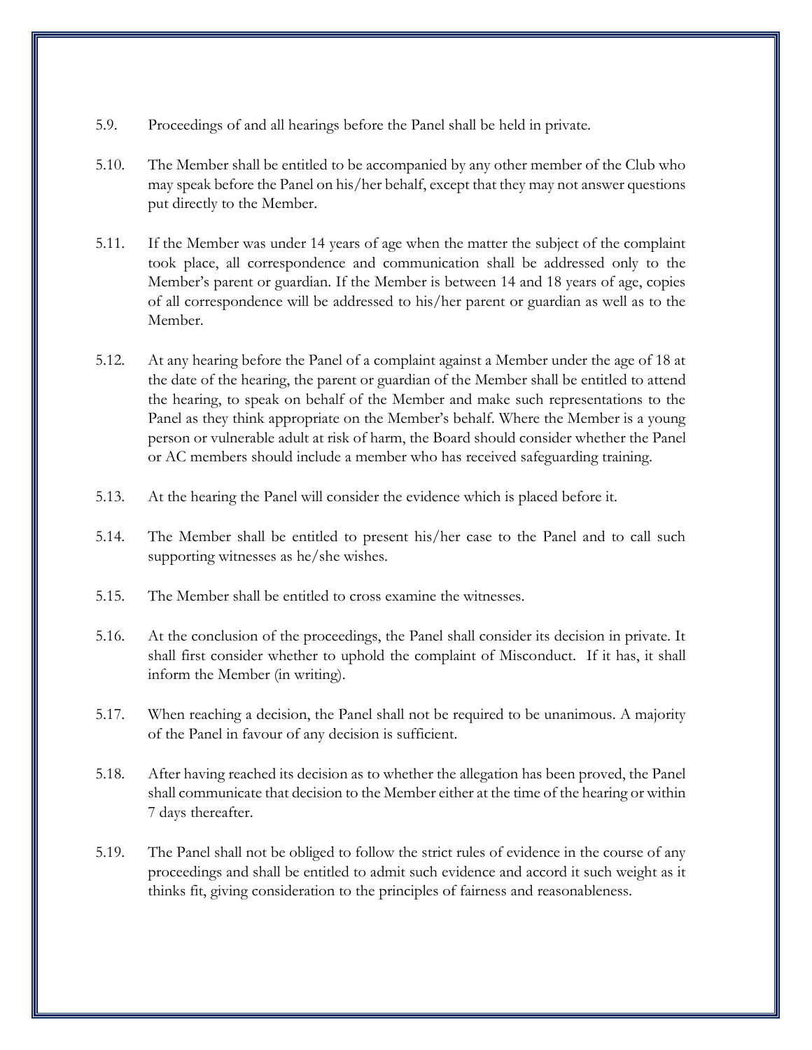5.9. Proceedings of and all hearings before the Panel shall be held in private.

5.10. The Member shall be entitled to be accompanied by any other member of the Club who may speak before the Panel on his/her behalf, except that they may not answer questions put directly to the Member.

5.11. If the Member was under 14 years of age when the matter the subject of the complaint took place, all correspondence and communication shall be addressed only to the Member's parent or guardian. If the Member is between 14 and 18 years of age, copies of all correspondence will be addressed to his/her parent or guardian as well as to the Member.

5.12. At any hearing before the Panel of a complaint against a Member under the age of 18 at the date of the hearing, the parent or guardian of the Member shall be entitled to attend the hearing, to speak on behalf of the Member and make such representations to the Panel as they think appropriate on the Member's behalf. Where the Member is a young person or vulnerable adult at risk of harm, the Board should consider whether the Panel or AC members should include a member who has received safeguarding training.

5.13. At the hearing the Panel will consider the evidence which is placed before it.

5.14. The Member shall be entitled to present his/her case to the Panel and to call such supporting witnesses as he/she wishes.

5.15. The Member shall be entitled to cross examine the witnesses.

5.16. At the conclusion of the proceedings, the Panel shall consider its decision in private. It shall first consider whether to uphold the complaint of Misconduct. If it has, it shall inform the Member (in writing).

5.17. When reaching a decision, the Panel shall not be required to be unanimous. A majority of the Panel in favour of any decision is sufficient.

5.18. After having reached its decision as to whether the allegation has been proved, the Panel shall communicate that decision to the Member either at the time of the hearing or within 7 days thereafter.

5.19. The Panel shall not be obliged to follow the strict rules of evidence in the course of any proceedings and shall be entitled to admit such evidence and accord it such weight as it thinks fit, giving consideration to the principles of fairness and reasonableness.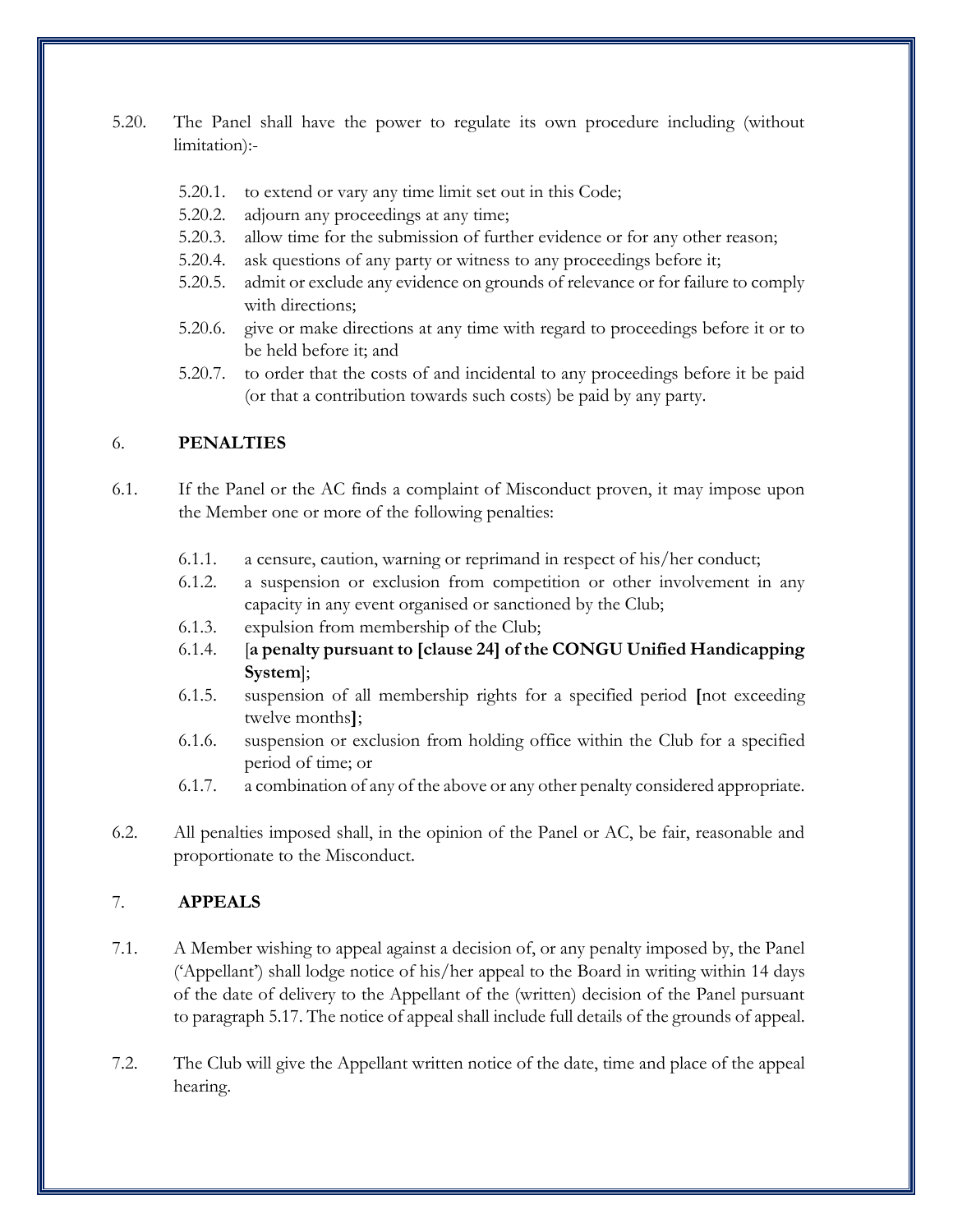5.20. The Panel shall have the power to regulate its own procedure including (without limitation):-

- 5.20.1. to extend or vary any time limit set out in this Code;
- 5.20.2. adjourn any proceedings at any time;
- 5.20.3. allow time for the submission of further evidence or for any other reason;
- 5.20.4. ask questions of any party or witness to any proceedings before it;
- 5.20.5. admit or exclude any evidence on grounds of relevance or for failure to comply with directions;
- 5.20.6. give or make directions at any time with regard to proceedings before it or to be held before it; and
- 5.20.7. to order that the costs of and incidental to any proceedings before it be paid (or that a contribution towards such costs) be paid by any party.

## 6. PENALTIES

6.1. If the Panel or the AC finds a complaint of Misconduct proven, it may impose upon the Member one or more of the following penalties:

- 6.1.1. a censure, caution, warning or reprimand in respect of his/her conduct;
- 6.1.2. a suspension or exclusion from competition or other involvement in any capacity in any event organised or sanctioned by the Club;
- 6.1.3. expulsion from membership of the Club;
- 6.1.4. [**a penalty pursuant to [clause 24] of the CONGU Unified Handicapping System**];
- 6.1.5. suspension of all membership rights for a specified period **[**not exceeding twelve months**]**;
- 6.1.6. suspension or exclusion from holding office within the Club for a specified period of time; or
- 6.1.7. a combination of any of the above or any other penalty considered appropriate.

6.2. All penalties imposed shall, in the opinion of the Panel or AC, be fair, reasonable and proportionate to the Misconduct.

## 7. APPEALS

7.1. A Member wishing to appeal against a decision of, or any penalty imposed by, the Panel ('Appellant') shall lodge notice of his/her appeal to the Board in writing within 14 days of the date of delivery to the Appellant of the (written) decision of the Panel pursuant to paragraph 5.17. The notice of appeal shall include full details of the grounds of appeal.

7.2. The Club will give the Appellant written notice of the date, time and place of the appeal hearing.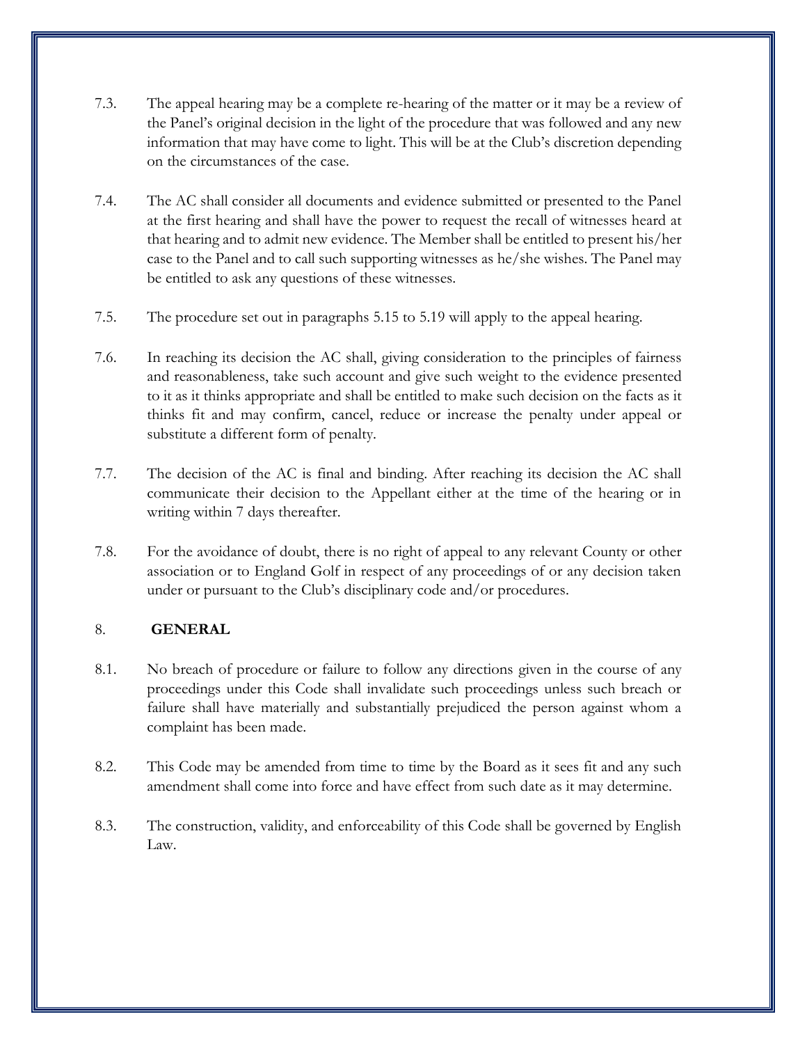7.3. The appeal hearing may be a complete re-hearing of the matter or it may be a review of the Panel's original decision in the light of the procedure that was followed and any new information that may have come to light. This will be at the Club's discretion depending on the circumstances of the case.

7.4. The AC shall consider all documents and evidence submitted or presented to the Panel at the first hearing and shall have the power to request the recall of witnesses heard at that hearing and to admit new evidence. The Member shall be entitled to present his/her case to the Panel and to call such supporting witnesses as he/she wishes. The Panel may be entitled to ask any questions of these witnesses.

7.5. The procedure set out in paragraphs 5.15 to 5.19 will apply to the appeal hearing.

7.6. In reaching its decision the AC shall, giving consideration to the principles of fairness and reasonableness, take such account and give such weight to the evidence presented to it as it thinks appropriate and shall be entitled to make such decision on the facts as it thinks fit and may confirm, cancel, reduce or increase the penalty under appeal or substitute a different form of penalty.

7.7. The decision of the AC is final and binding. After reaching its decision the AC shall communicate their decision to the Appellant either at the time of the hearing or in writing within 7 days thereafter.

7.8. For the avoidance of doubt, there is no right of appeal to any relevant County or other association or to England Golf in respect of any proceedings of or any decision taken under or pursuant to the Club's disciplinary code and/or procedures.

## 8. GENERAL

8.1. No breach of procedure or failure to follow any directions given in the course of any proceedings under this Code shall invalidate such proceedings unless such breach or failure shall have materially and substantially prejudiced the person against whom a complaint has been made.

8.2. This Code may be amended from time to time by the Board as it sees fit and any such amendment shall come into force and have effect from such date as it may determine.

8.3. The construction, validity, and enforceability of this Code shall be governed by English Law.